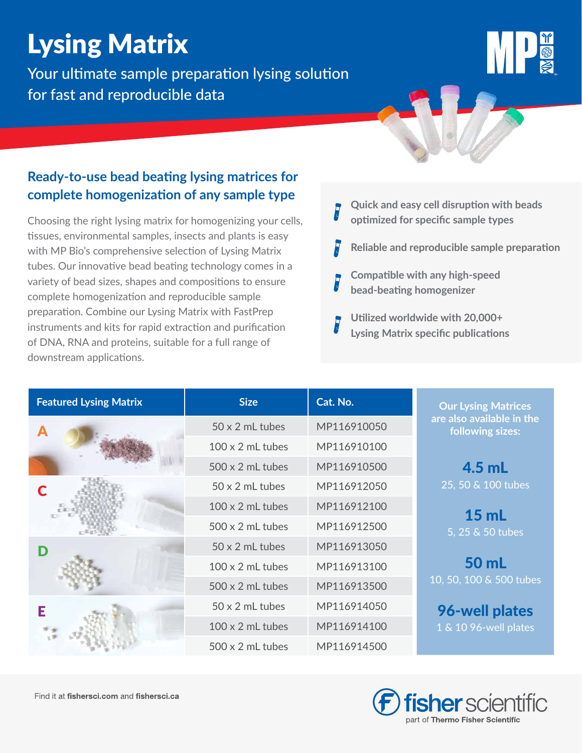# Lysing Matrix

Your ultimate sample preparation lysing solution for fast and reproducible data

## Ready-to-use bead beating lysing matrices for complete homogenization of any sample type

Choosing the right lysing matrix for homogenizing your cells, tissues, environmental samples, insects and plants is easy with MP Bio's comprehensive selection of Lysing Matrix tubes. Our innovative bead beating technology comes in a variety of bead sizes, shapes and compositions to ensure complete homogenization and reproducible sample preparation. Combine our Lysing Matrix with FastPrep instruments and kits for rapid extraction and purification of DNA, RNA and proteins, suitable for a full range of downstream applications.

- **Quick and easy cell disruption with beads optimized for specific sample types**
- **Reliable and reproducible sample preparation**
- **Compatible with any high-speed bead-beating homogenizer**
- **Utilized worldwide with 20,000+ Lysing Matrix specific publications**

| Featured Lysing Matrix | Size | Cat. No. |
|---|---|---|
| A | 50 x 2 mL tubes | MP116910050 |
| | 100 x 2 mL tubes | MP116910100 |
| | 500 x 2 mL tubes | MP116910500 |
| C | 50 x 2 mL tubes | MP116912050 |
| | 100 x 2 mL tubes | MP116912100 |
| | 500 x 2 mL tubes | MP116912500 |
| D | 50 x 2 mL tubes | MP116913050 |
| | 100 x 2 mL tubes | MP116913100 |
| | 500 x 2 mL tubes | MP116913500 |
| E | 50 x 2 mL tubes | MP116914050 |
| | 100 x 2 mL tubes | MP116914100 |
| | 500 x 2 mL tubes | MP116914500 |

**Our Lysing Matrices are also available in the following sizes:**

**4.5 mL**
25, 50 & 100 tubes

**15 mL**
5, 25 & 50 tubes

**50 mL**
10, 50, 100 & 500 tubes

**96-well plates**
1 & 10 96-well plates

Find it at **fishersci.com** and **fishersci.ca**

fisher scientific part of Thermo Fisher Scientific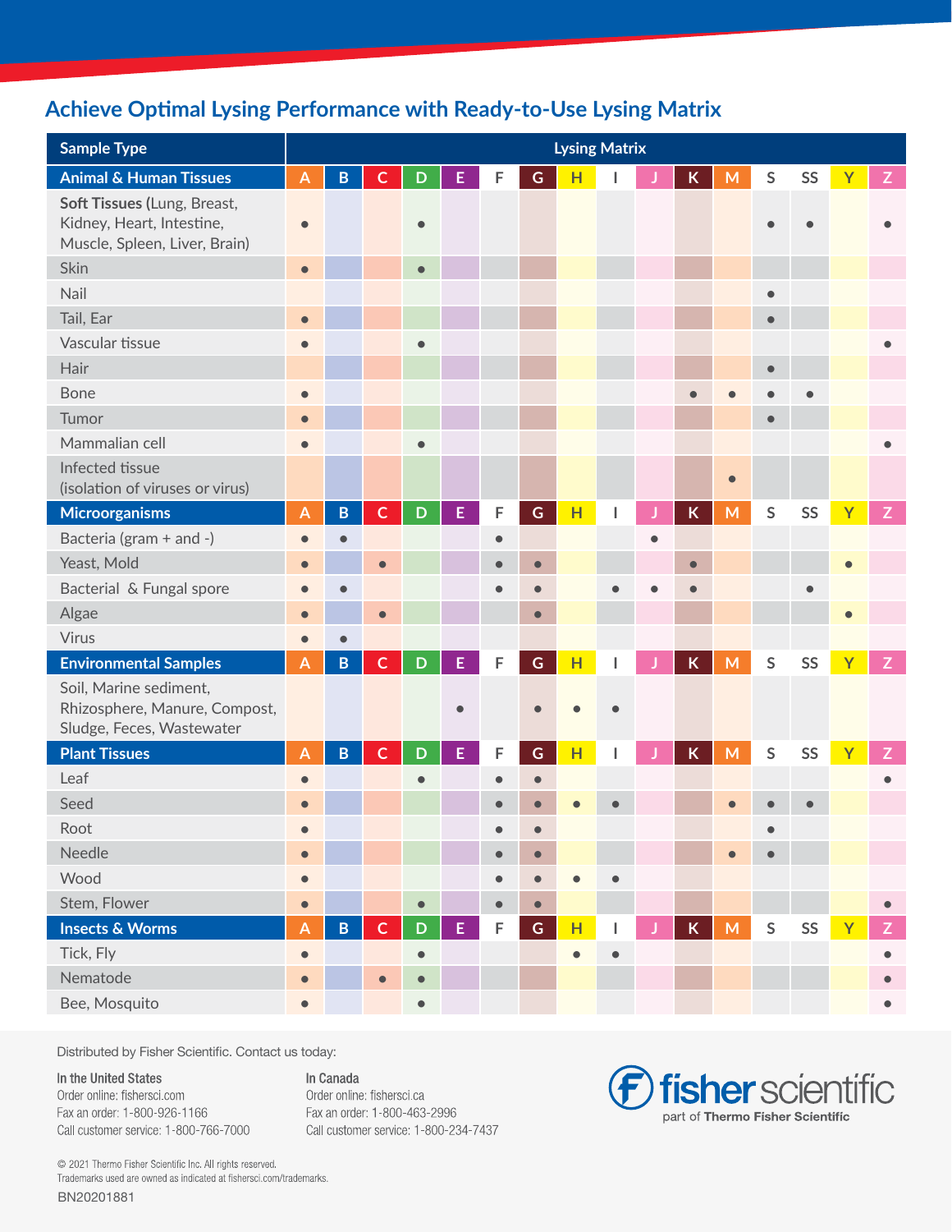## Achieve Optimal Lysing Performance with Ready-to-Use Lysing Matrix

| Sample Type | Lysing Matrix | | | | | | | | | | | | | | | |
|---|---|---|---|---|---|---|---|---|---|---|---|---|---|---|---|---|
| **Animal & Human Tissues** | A | B | C | D | E | F | G | H | I | J | K | M | S | SS | Y | Z |
| Soft Tissues (Lung, Breast, Kidney, Heart, Intestine, Muscle, Spleen, Liver, Brain) | ● | | | ● | | | | | | | | | ● | ● | | ● |
| Skin | ● | | | ● | | | | | | | | | | | | |
| Nail | | | | | | | | | | | | | ● | | | |
| Tail, Ear | ● | | | | | | | | | | | | ● | | | |
| Vascular tissue | ● | | | ● | | | | | | | | | | | | ● |
| Hair | | | | | | | | | | | | | ● | | | |
| Bone | ● | | | | | | | | | | ● | ● | ● | ● | | |
| Tumor | ● | | | | | | | | | | | | ● | | | |
| Mammalian cell | ● | | | ● | | | | | | | | | | | | ● |
| Infected tissue (isolation of viruses or virus) | | | | | | | | | | | | ● | | | | |
| **Microorganisms** | A | B | C | D | E | F | G | H | I | J | K | M | S | SS | Y | Z |
| Bacteria (gram + and -) | ● | ● | | | | ● | | | | ● | | | | | | |
| Yeast, Mold | ● | | ● | | | ● | ● | | | | ● | | | | ● | |
| Bacterial & Fungal spore | ● | ● | | | | ● | ● | | ● | ● | ● | | | ● | | |
| Algae | ● | | ● | | | | ● | | | | | | | | ● | |
| Virus | ● | ● | | | | | | | | | | | | | | |
| **Environmental Samples** | A | B | C | D | E | F | G | H | I | J | K | M | S | SS | Y | Z |
| Soil, Marine sediment, Rhizosphere, Manure, Compost, Sludge, Feces, Wastewater | | | | | ● | | ● | ● | ● | | | | | | | |
| **Plant Tissues** | A | B | C | D | E | F | G | H | I | J | K | M | S | SS | Y | Z |
| Leaf | ● | | | ● | | ● | ● | | | | | | | | | ● |
| Seed | ● | | | | | ● | ● | ● | ● | | | ● | ● | ● | | |
| Root | ● | | | | | ● | ● | | | | | | ● | | | |
| Needle | ● | | | | | ● | ● | | | | | ● | ● | | | |
| Wood | ● | | | | | ● | ● | ● | ● | | | | | | | |
| Stem, Flower | ● | | | ● | | ● | ● | | | | | | | | | ● |
| **Insects & Worms** | A | B | C | D | E | F | G | H | I | J | K | M | S | SS | Y | Z |
| Tick, Fly | ● | | | ● | | | | ● | ● | | | | | | | ● |
| Nematode | ● | | ● | ● | | | | | | | | | | | | ● |
| Bee, Mosquito | ● | | | ● | | | | | | | | | | | | ● |

Distributed by Fisher Scientific. Contact us today:

**In the United States**
Order online: fishersci.com
Fax an order: 1-800-926-1166
Call customer service: 1-800-766-7000

**In Canada**
Order online: fishersci.ca
Fax an order: 1-800-463-2996
Call customer service: 1-800-234-7437

fisher scientific
part of Thermo Fisher Scientific

© 2021 Thermo Fisher Scientific Inc. All rights reserved.
Trademarks used are owned as indicated at fishersci.com/trademarks.
BN20201881